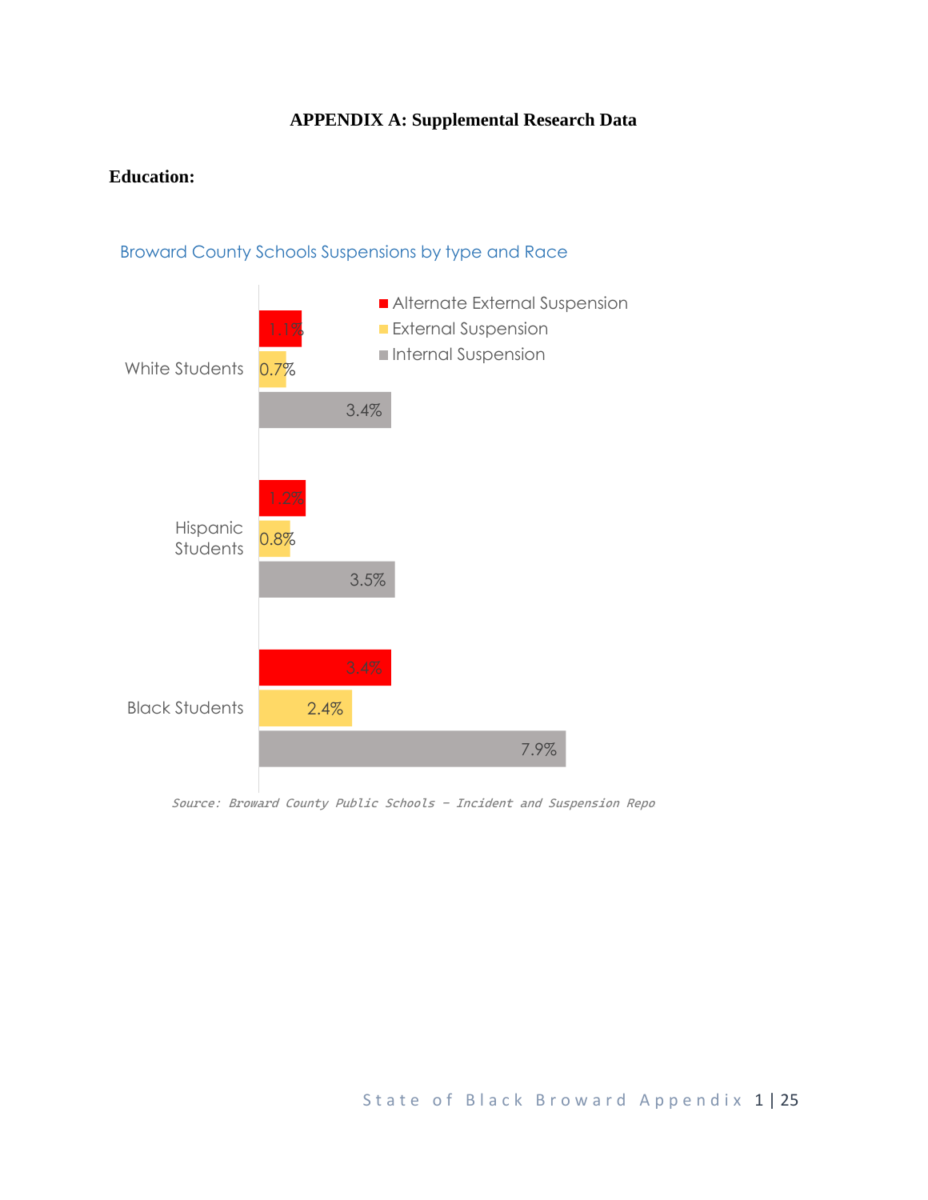# APPENDIX A: Supplemental Research Data

**Education:**

Broward County Schools Suspensions by type and Race

| | Alternate External Suspension | External Suspension | Internal Suspension |
|---|---|---|---|
| White Students | 1.1% | 0.7% | 3.4% |
| Hispanic Students | 1.2% | 0.8% | 3.5% |
| Black Students | 3.4% | 2.4% | 7.9% |

*Source: Broward County Public Schools – Incident and Suspension Repo*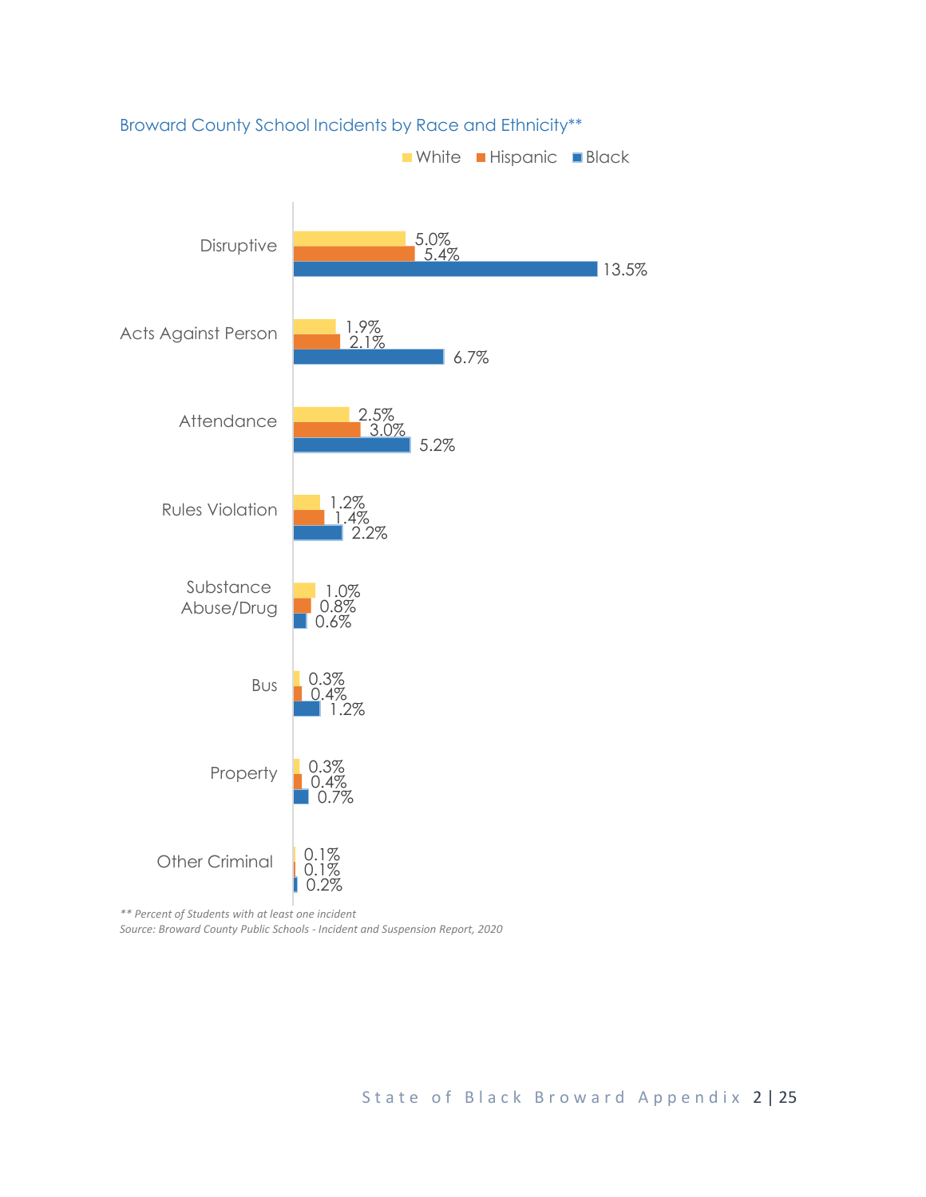Broward County School Incidents by Race and Ethnicity**

| Incident Type | White | Hispanic | Black |
|---|---|---|---|
| Disruptive | 5.0% | 5.4% | 13.5% |
| Acts Against Person | 1.9% | 2.1% | 6.7% |
| Attendance | 2.5% | 3.0% | 5.2% |
| Rules Violation | 1.2% | 1.4% | 2.2% |
| Substance Abuse/Drug | 1.0% | 0.8% | 0.6% |
| Bus | 0.3% | 0.4% | 1.2% |
| Property | 0.3% | 0.4% | 0.7% |
| Other Criminal | 0.1% | 0.1% | 0.2% |

*** Percent of Students with at least one incident*

*Source: Broward County Public Schools - Incident and Suspension Report, 2020*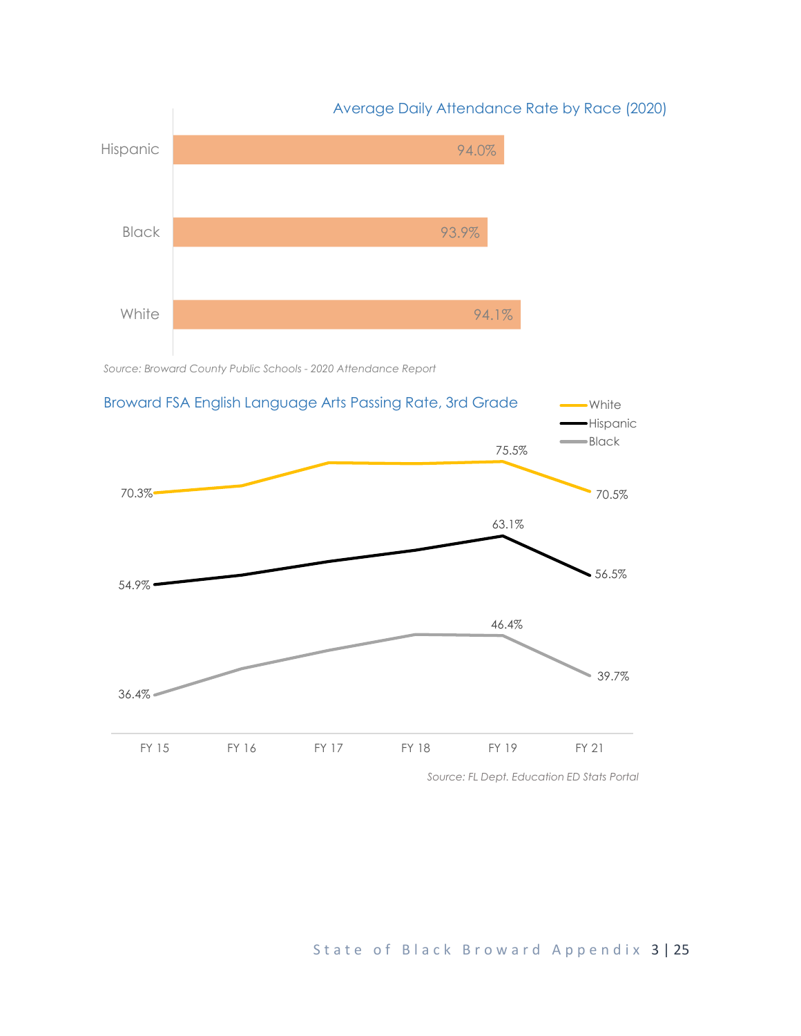## Average Daily Attendance Rate by Race (2020)

| Race | Attendance Rate |
|---|---|
| Hispanic | 94.0% |
| Black | 93.9% |
| White | 94.1% |

*Source: Broward County Public Schools - 2020 Attendance Report*

## Broward FSA English Language Arts Passing Rate, 3rd Grade

| | FY 15 | FY 19 | FY 21 |
|---|---|---|---|
| White | 70.3% | 75.5% | 70.5% |
| Hispanic | 54.9% | 63.1% | 56.5% |
| Black | 36.4% | 46.4% | 39.7% |

*Source: FL Dept. Education ED Stats Portal*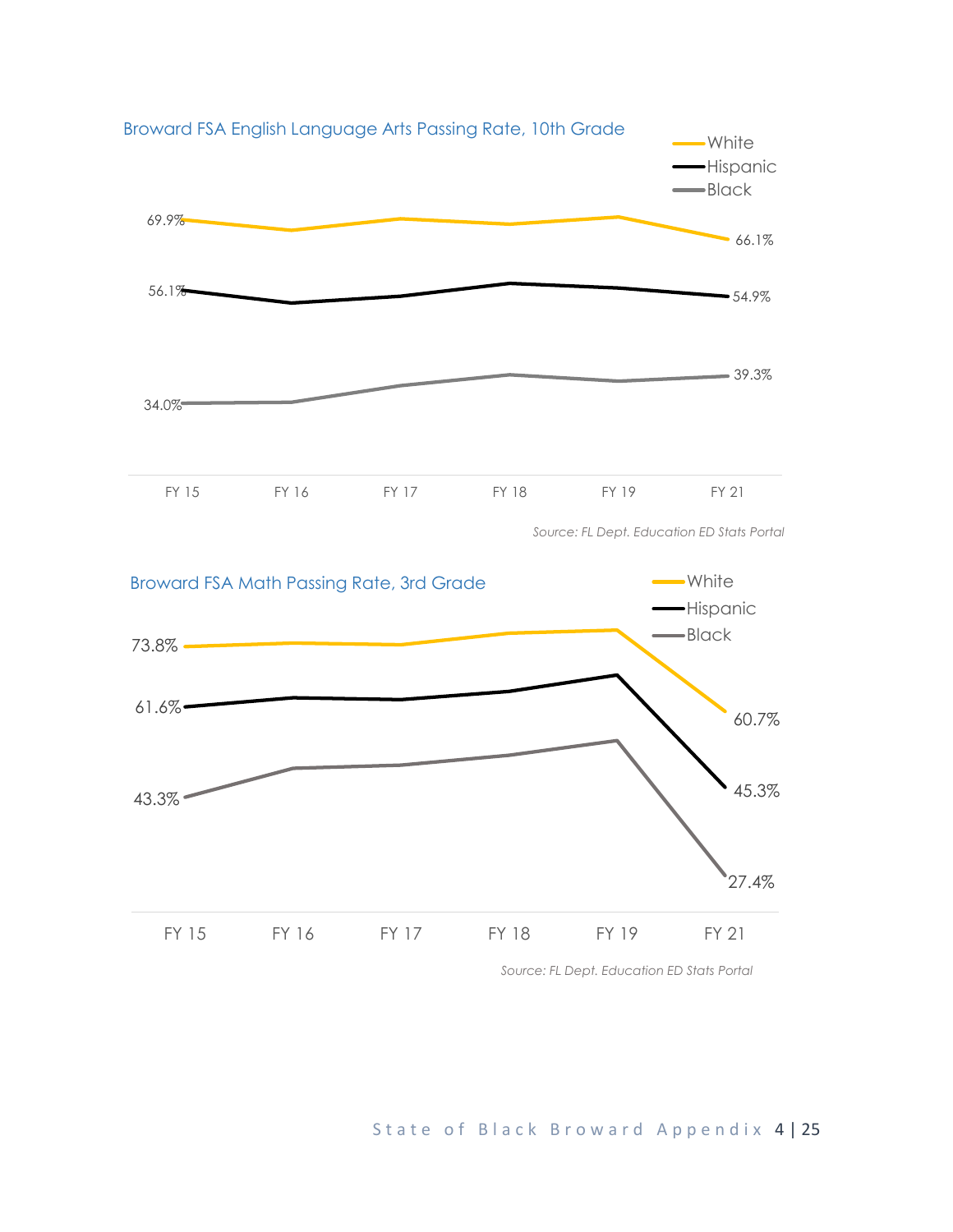Broward FSA English Language Arts Passing Rate, 10th Grade

White
Hispanic
Black

69.9%
66.1%
56.1%
54.9%
39.3%
34.0%

FY 15 FY 16 FY 17 FY 18 FY 19 FY 21

*Source: FL Dept. Education ED Stats Portal*

Broward FSA Math Passing Rate, 3rd Grade

White
Hispanic
Black

73.8%
61.6%
60.7%
45.3%
43.3%
27.4%

FY 15 FY 16 FY 17 FY 18 FY 19 FY 21

*Source: FL Dept. Education ED Stats Portal*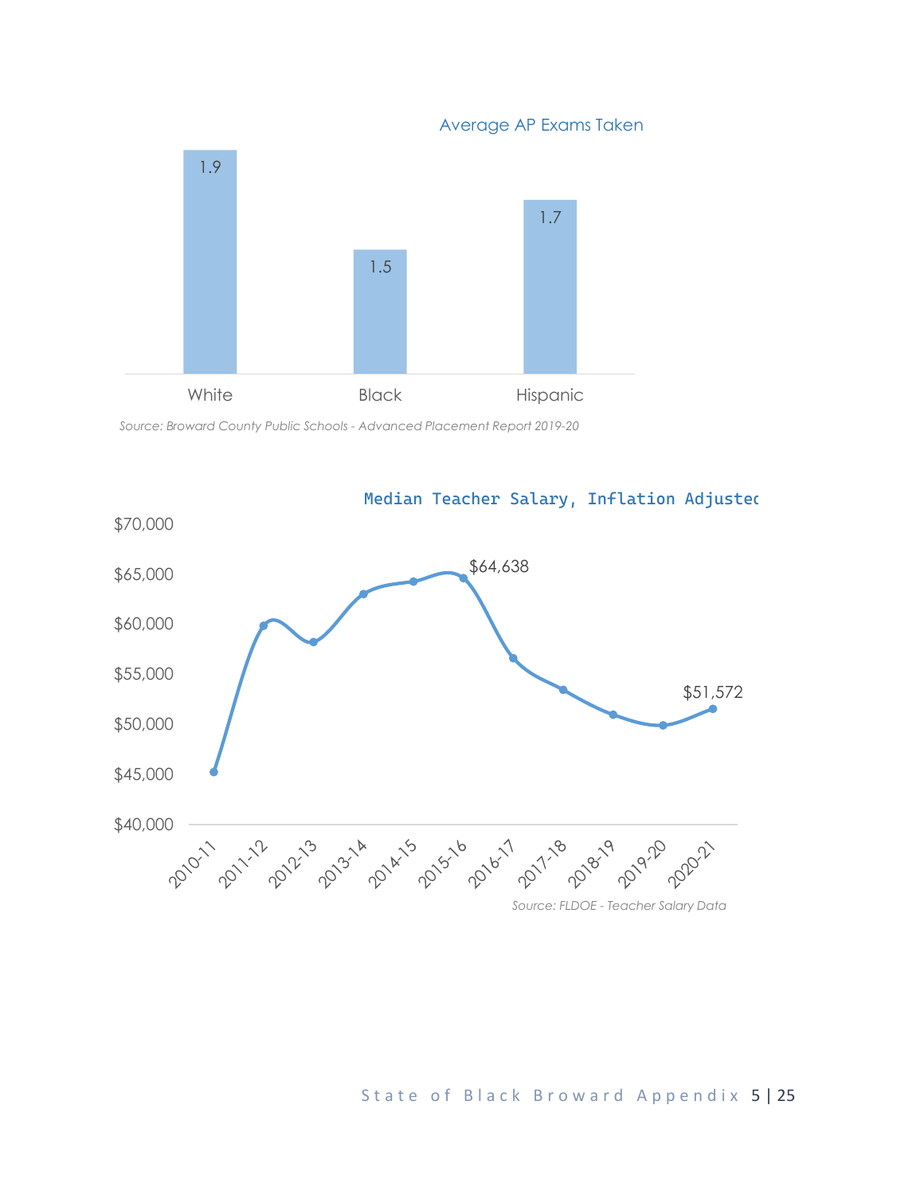Average AP Exams Taken

| | White | Black | Hispanic |
|---|---|---|---|
| Average AP Exams Taken | 1.9 | 1.5 | 1.7 |

*Source: Broward County Public Schools - Advanced Placement Report 2019-20*

Median Teacher Salary, Inflation Adjusted

| Year | Median Teacher Salary |
|---|---|
| 2015-16 | $64,638 |
| 2020-21 | $51,572 |

*Source: FLDOE - Teacher Salary Data*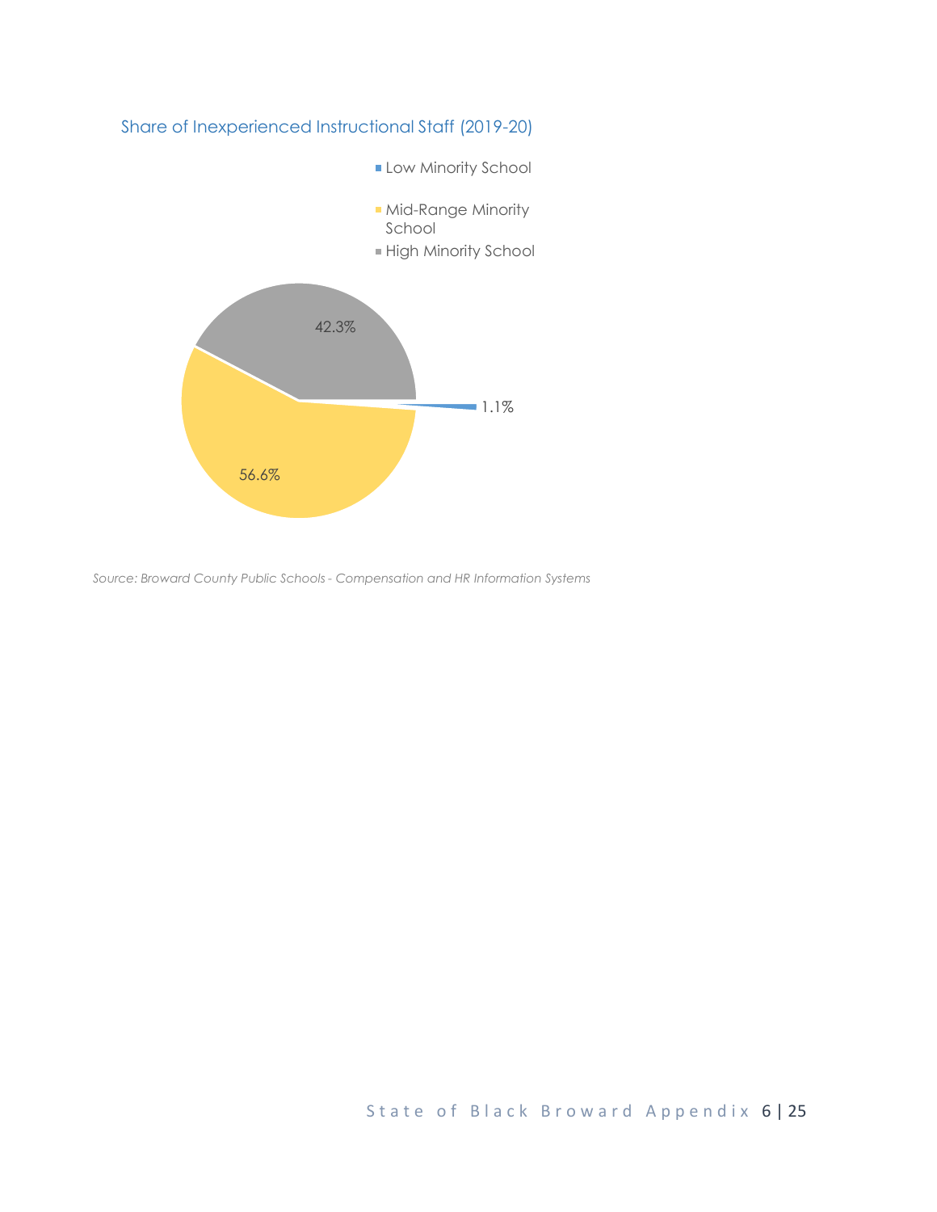Share of Inexperienced Instructional Staff (2019-20)

| Category | Share |
|---|---|
| Low Minority School | 1.1% |
| Mid-Range Minority School | 56.6% |
| High Minority School | 42.3% |

*Source: Broward County Public Schools - Compensation and HR Information Systems*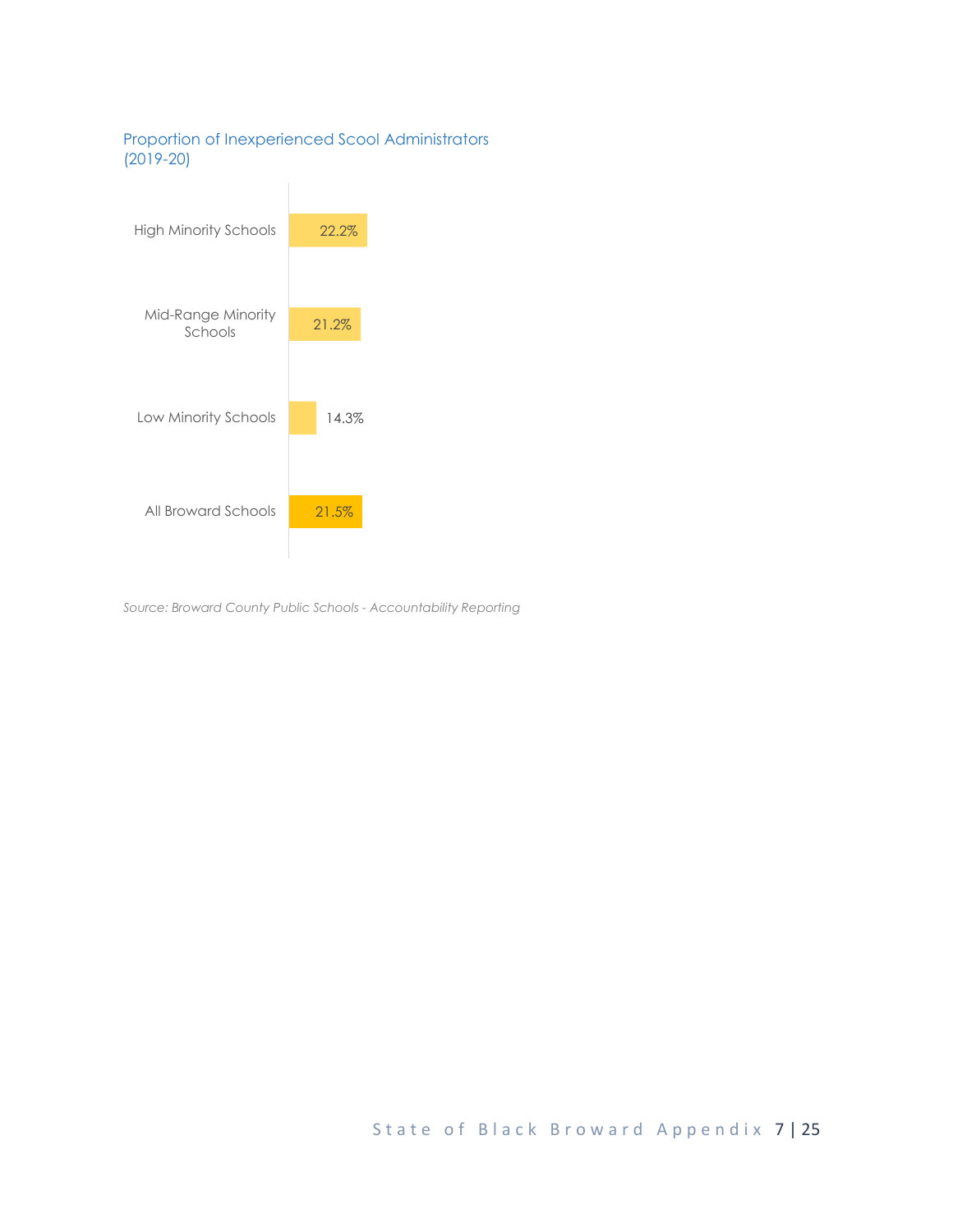Proportion of Inexperienced Scool Administrators (2019-20)

| Category | Proportion |
| --- | --- |
| High Minority Schools | 22.2% |
| Mid-Range Minority Schools | 21.2% |
| Low Minority Schools | 14.3% |
| All Broward Schools | 21.5% |

*Source: Broward County Public Schools - Accountability Reporting*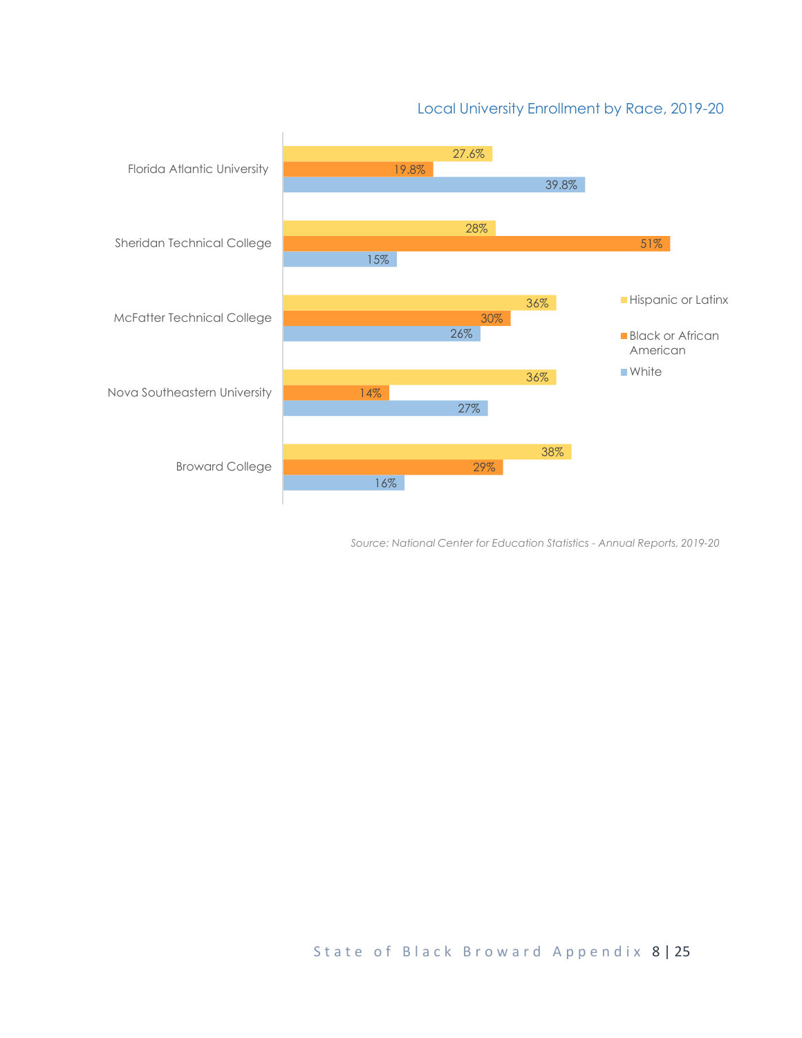## Local University Enrollment by Race, 2019-20

| Institution | Hispanic or Latinx | Black or African American | White |
|---|---|---|---|
| Florida Atlantic University | 27.6% | 19.8% | 39.8% |
| Sheridan Technical College | 28% | 51% | 15% |
| McFatter Technical College | 36% | 30% | 26% |
| Nova Southeastern University | 36% | 14% | 27% |
| Broward College | 38% | 29% | 16% |

*Source: National Center for Education Statistics - Annual Reports, 2019-20*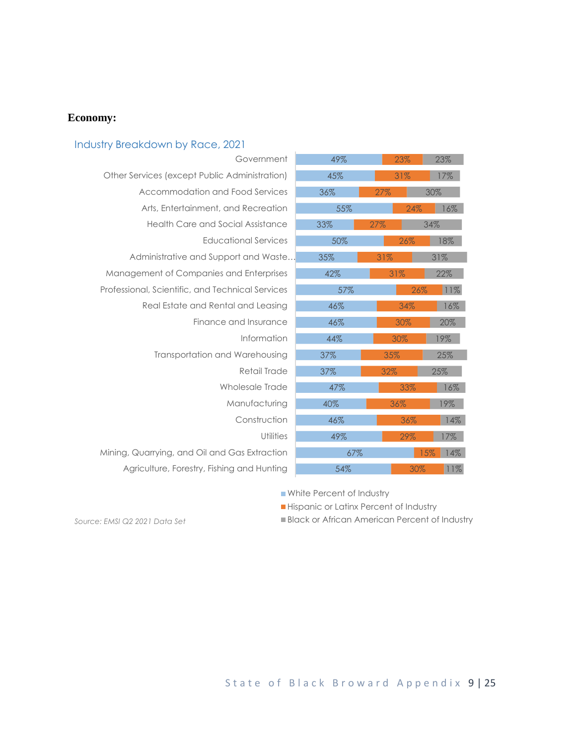**Economy:**

Industry Breakdown by Race, 2021

| Industry | White Percent of Industry | Hispanic or Latinx Percent of Industry | Black or African American Percent of Industry |
|---|---|---|---|
| Government | 49% | 23% | 23% |
| Other Services (except Public Administration) | 45% | 31% | 17% |
| Accommodation and Food Services | 36% | 27% | 30% |
| Arts, Entertainment, and Recreation | 55% | 24% | 16% |
| Health Care and Social Assistance | 33% | 27% | 34% |
| Educational Services | 50% | 26% | 18% |
| Administrative and Support and Waste… | 35% | 31% | 31% |
| Management of Companies and Enterprises | 42% | 31% | 22% |
| Professional, Scientific, and Technical Services | 57% | 26% | 11% |
| Real Estate and Rental and Leasing | 46% | 34% | 16% |
| Finance and Insurance | 46% | 30% | 20% |
| Information | 44% | 30% | 19% |
| Transportation and Warehousing | 37% | 35% | 25% |
| Retail Trade | 37% | 32% | 25% |
| Wholesale Trade | 47% | 33% | 16% |
| Manufacturing | 40% | 36% | 19% |
| Construction | 46% | 36% | 14% |
| Utilities | 49% | 29% | 17% |
| Mining, Quarrying, and Oil and Gas Extraction | 67% | 15% | 14% |
| Agriculture, Forestry, Fishing and Hunting | 54% | 30% | 11% |

*Source: EMSI Q2 2021 Data Set*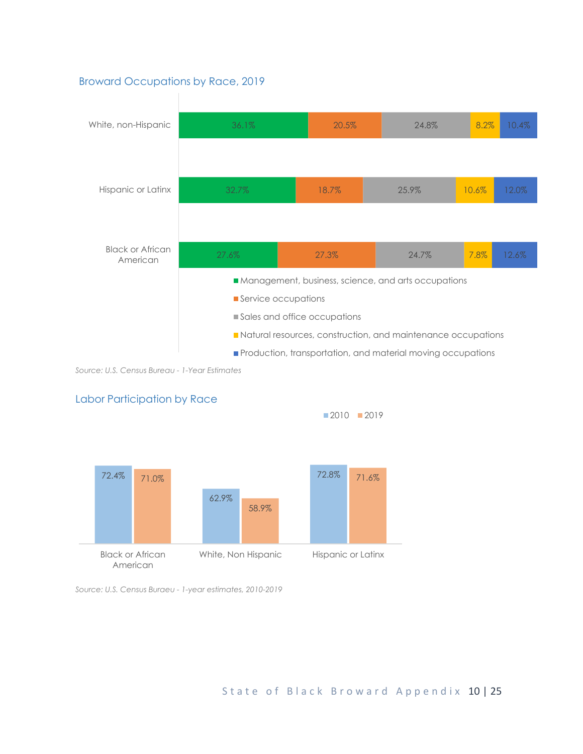## Broward Occupations by Race, 2019

| | Management, business, science, and arts occupations | Service occupations | Sales and office occupations | Natural resources, construction, and maintenance occupations | Production, transportation, and material moving occupations |
|---|---|---|---|---|---|
| White, non-Hispanic | 36.1% | 20.5% | 24.8% | 8.2% | 10.4% |
| Hispanic or Latinx | 32.7% | 18.7% | 25.9% | 10.6% | 12.0% |
| Black or African American | 27.6% | 27.3% | 24.7% | 7.8% | 12.6% |

*Source: U.S. Census Bureau - 1-Year Estimates*

## Labor Participation by Race

| | 2010 | 2019 |
|---|---|---|
| Black or African American | 72.4% | 71.0% |
| White, Non Hispanic | 62.9% | 58.9% |
| Hispanic or Latinx | 72.8% | 71.6% |

*Source: U.S. Census Buraeu - 1-year estimates, 2010-2019*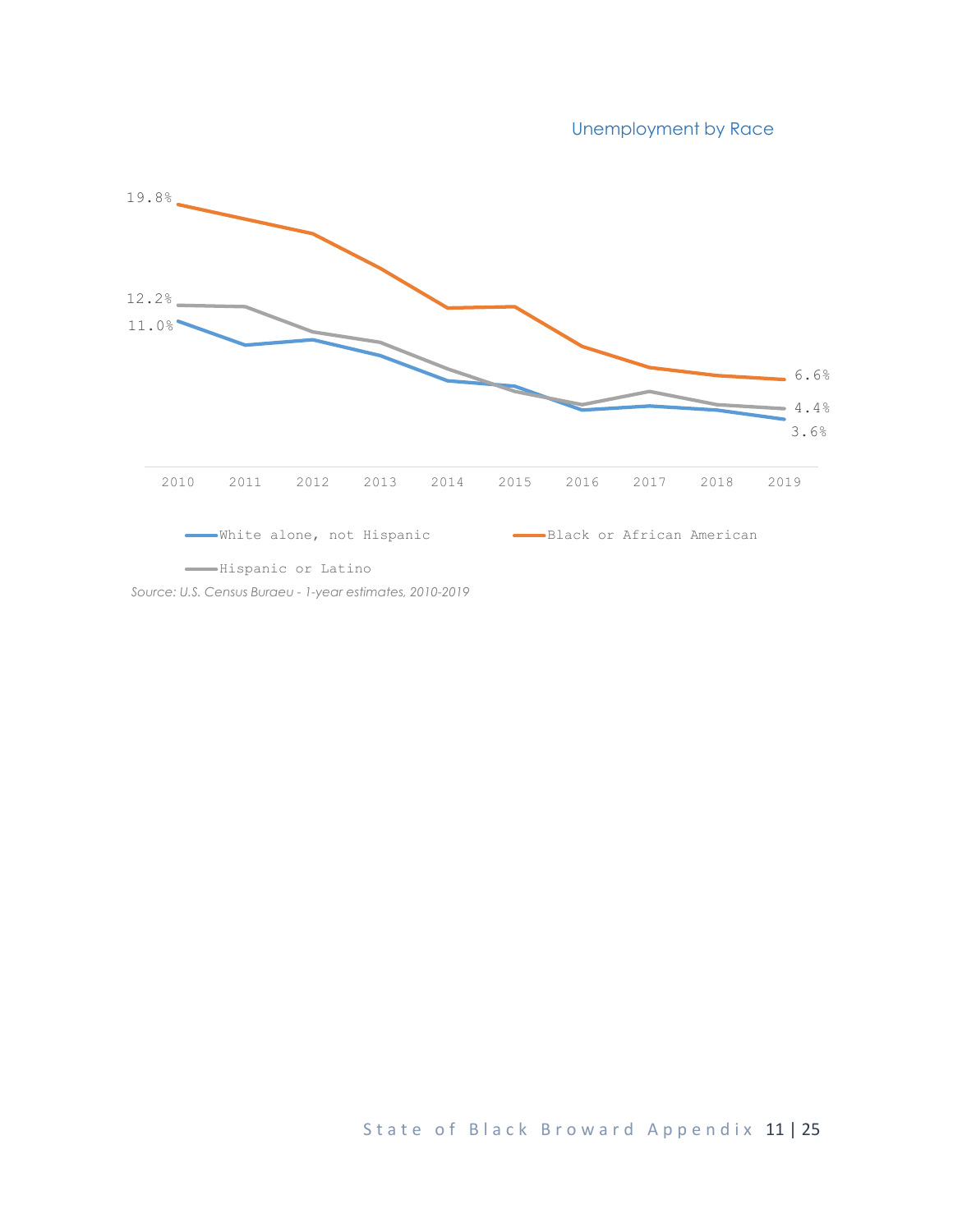Unemployment by Race

19.8%
12.2%
11.0%
6.6%
4.4%
3.6%

2010 2011 2012 2013 2014 2015 2016 2017 2018 2019

White alone, not Hispanic
Black or African American
Hispanic or Latino

*Source: U.S. Census Buraeu - 1-year estimates, 2010-2019*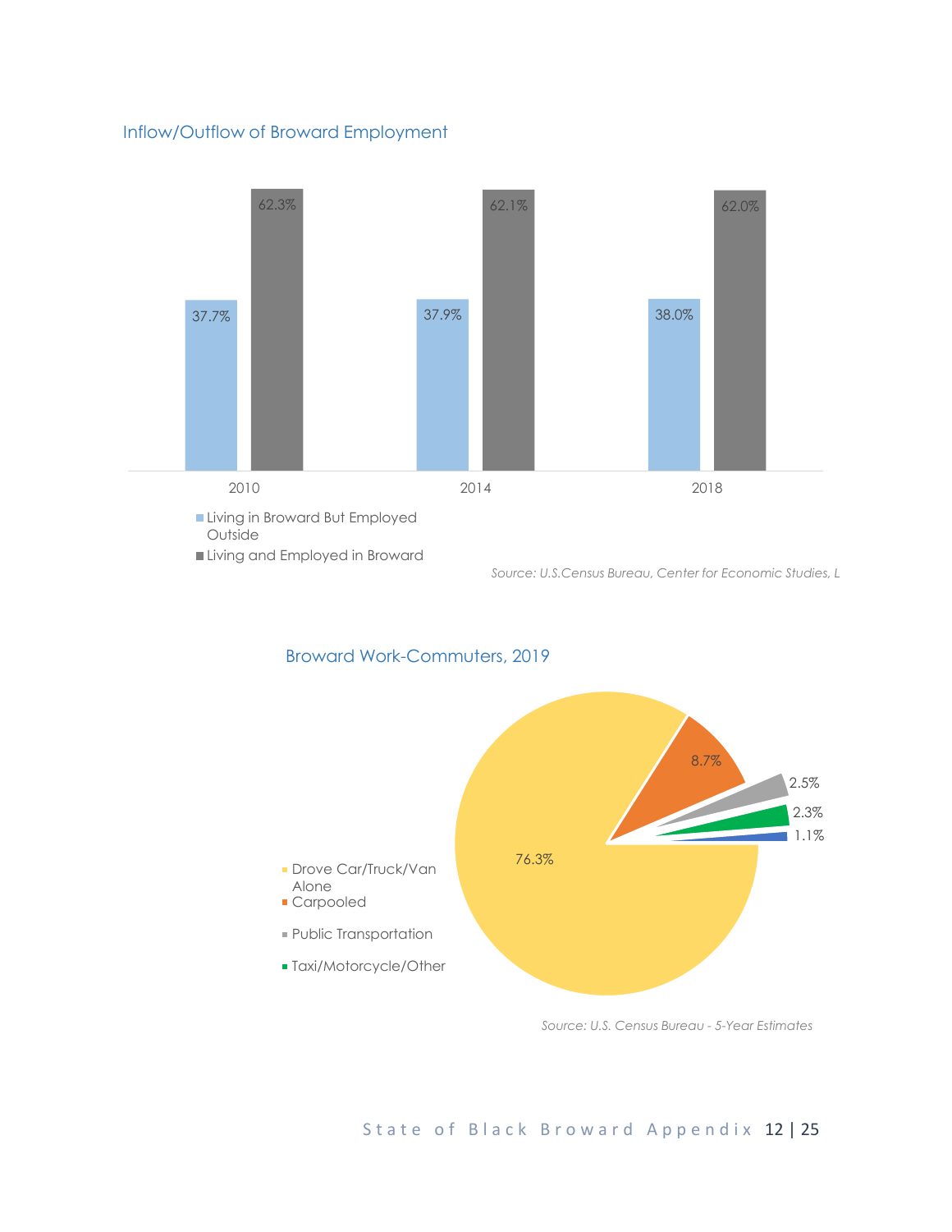### Inflow/Outflow of Broward Employment

| Year | Living in Broward But Employed Outside | Living and Employed in Broward |
|---|---|---|
| 2010 | 37.7% | 62.3% |
| 2014 | 37.9% | 62.1% |
| 2018 | 38.0% | 62.0% |

*Source: U.S.Census Bureau, Center for Economic Studies, L*

### Broward Work-Commuters, 2019

| Category | Percent |
|---|---|
| Drove Car/Truck/Van Alone | 76.3% |
| Carpooled | 8.7% |
| Public Transportation | 2.5% |
| Taxi/Motorcycle/Other | 2.3% |
| (unlabeled) | 1.1% |

*Source: U.S. Census Bureau - 5-Year Estimates*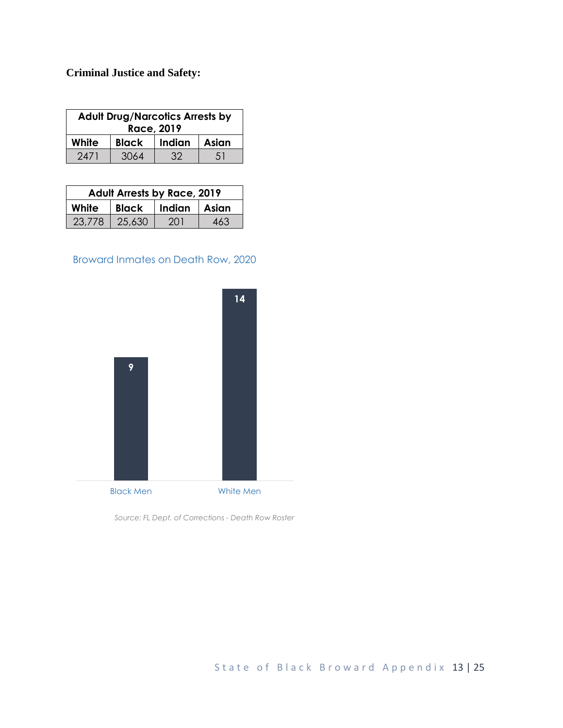**Criminal Justice and Safety:**

| Adult Drug/Narcotics Arrests by Race, 2019 | | | |
|---|---|---|---|
| White | Black | Indian | Asian |
| 2471 | 3064 | 32 | 51 |

| Adult Arrests by Race, 2019 | | | |
|---|---|---|---|
| White | Black | Indian | Asian |
| 23,778 | 25,630 | 201 | 463 |

Broward Inmates on Death Row, 2020

| | Black Men | White Men |
|---|---|---|
| Inmates | 9 | 14 |

*Source: FL Dept. of Corrections - Death Row Roster*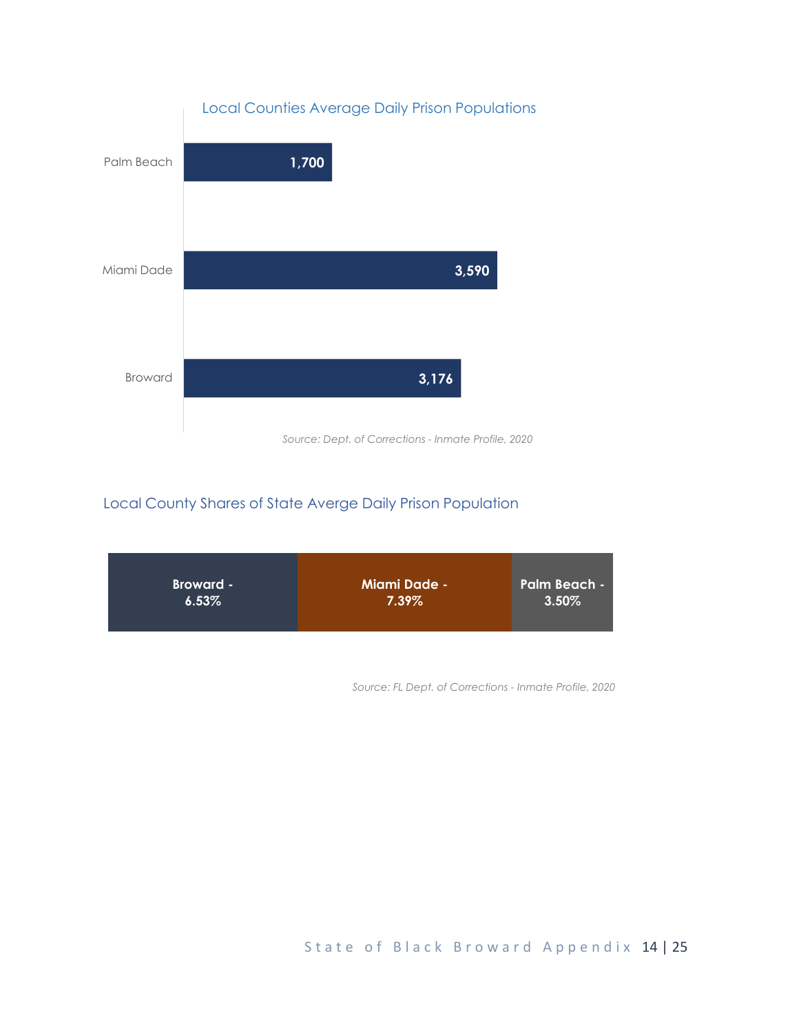### Local Counties Average Daily Prison Populations

| County | Average Daily Prison Population |
| --- | --- |
| Palm Beach | 1,700 |
| Miami Dade | 3,590 |
| Broward | 3,176 |

*Source: Dept. of Corrections - Inmate Profile, 2020*

### Local County Shares of State Averge Daily Prison Population

| Broward - 6.53% | Miami Dade - 7.39% | Palm Beach - 3.50% |
| --- | --- | --- |

*Source: FL Dept. of Corrections - Inmate Profile, 2020*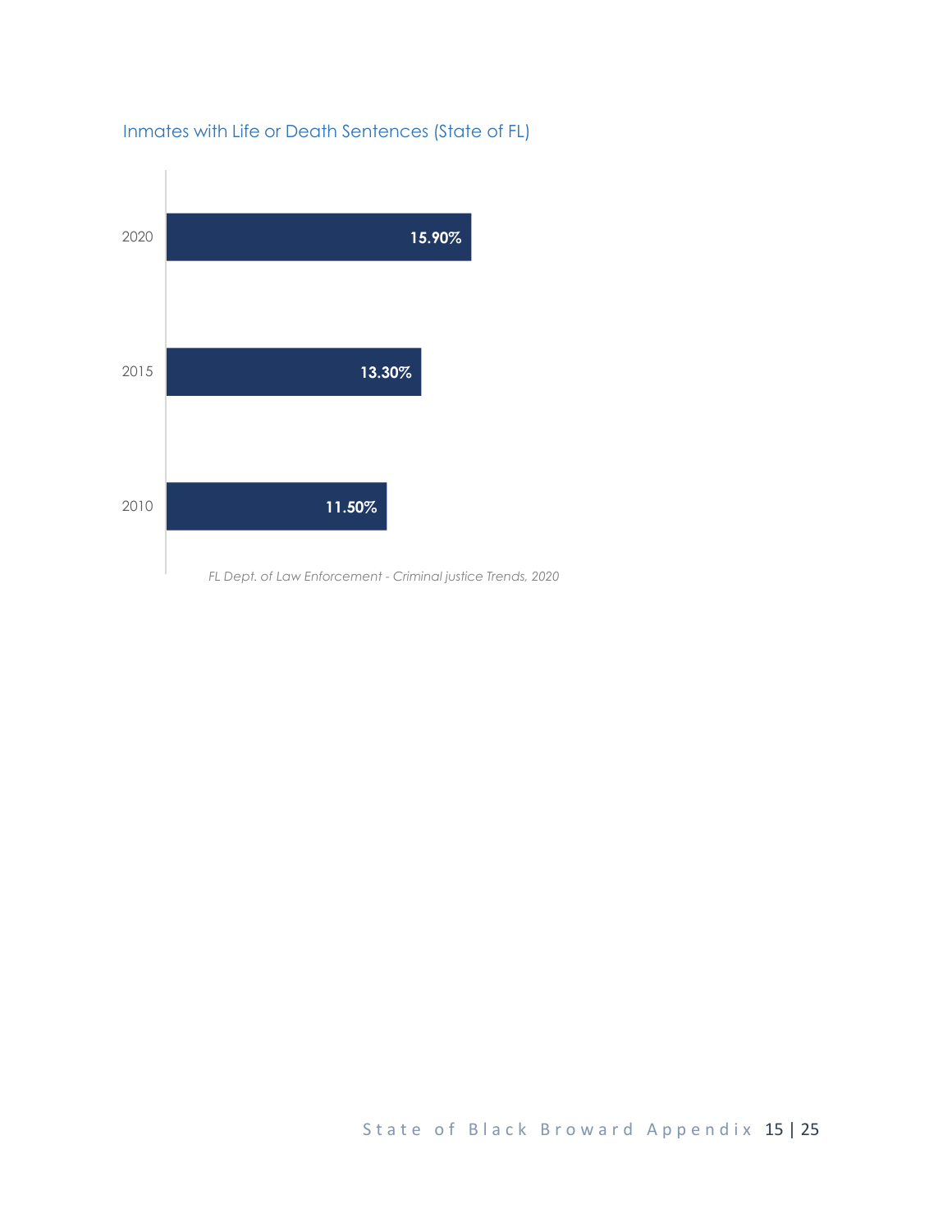### Inmates with Life or Death Sentences (State of FL)

| Year | Percentage |
|---|---|
| 2020 | 15.90% |
| 2015 | 13.30% |
| 2010 | 11.50% |

*FL Dept. of Law Enforcement - Criminal justice Trends, 2020*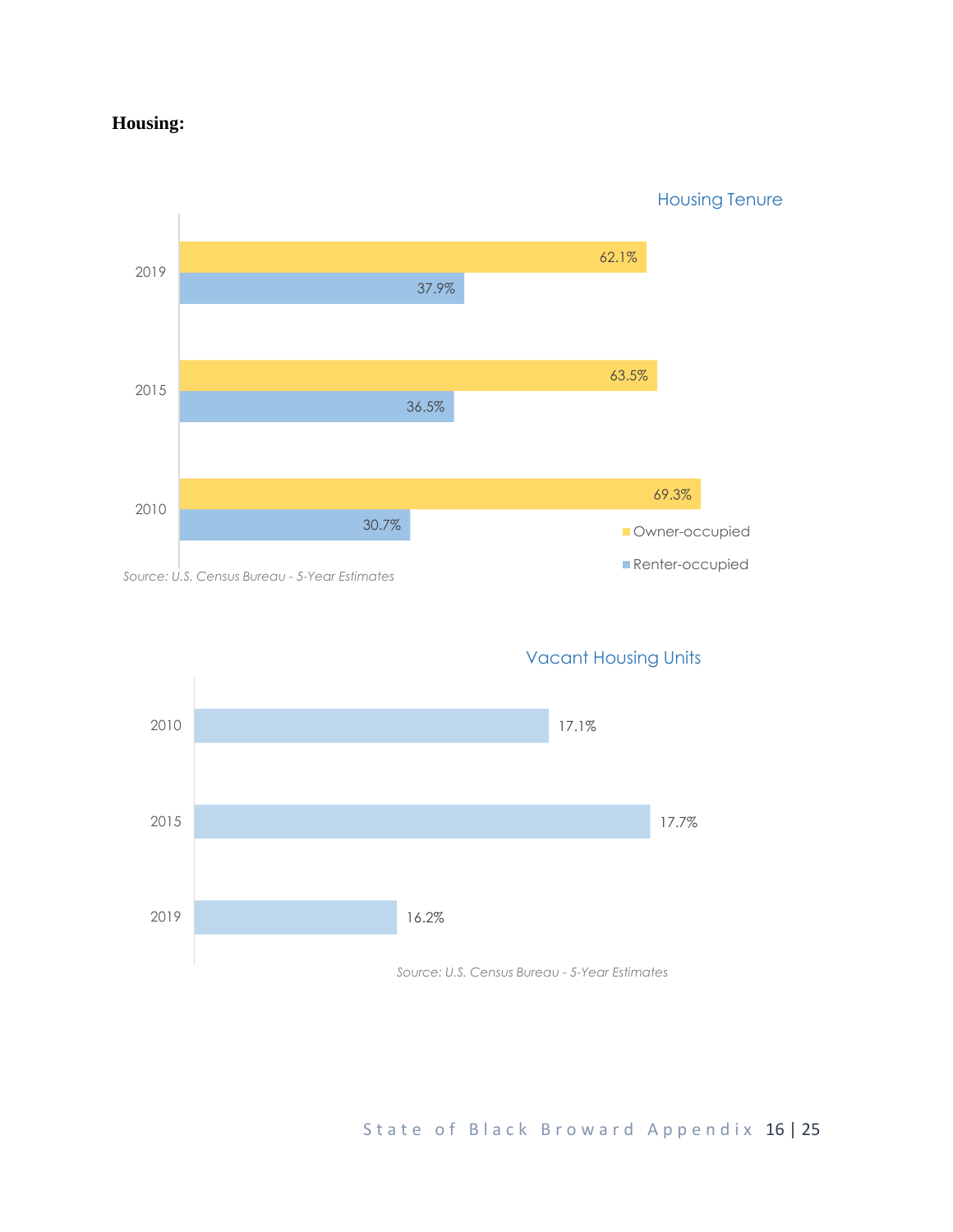**Housing:**

### Housing Tenure

| Year | Owner-occupied | Renter-occupied |
|---|---|---|
| 2019 | 62.1% | 37.9% |
| 2015 | 63.5% | 36.5% |
| 2010 | 69.3% | 30.7% |

*Source: U.S. Census Bureau - 5-Year Estimates*

### Vacant Housing Units

| Year | Vacant Housing Units |
|---|---|
| 2010 | 17.1% |
| 2015 | 17.7% |
| 2019 | 16.2% |

*Source: U.S. Census Bureau - 5-Year Estimates*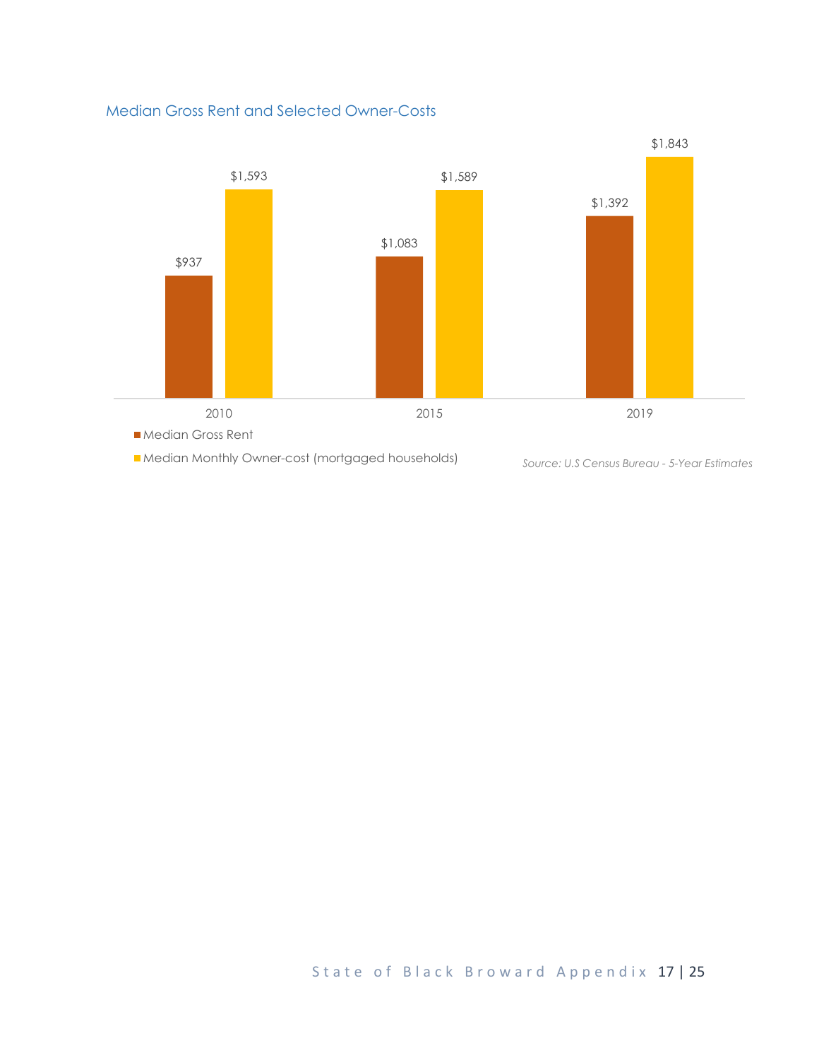### Median Gross Rent and Selected Owner-Costs

| | 2010 | 2015 | 2019 |
|---|---|---|---|
| Median Gross Rent | $937 | $1,083 | $1,392 |
| Median Monthly Owner-cost (mortgaged households) | $1,593 | $1,589 | $1,843 |

*Source: U.S Census Bureau - 5-Year Estimates*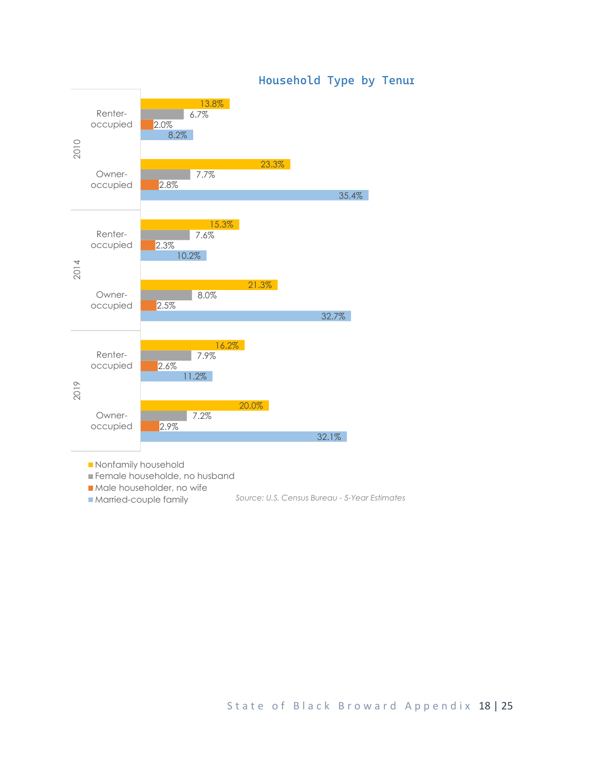## Household Type by Tenur

| Year | Tenure | Nonfamily household | Female householde, no husband | Male householder, no wife | Married-couple family |
|---|---|---|---|---|---|
| 2010 | Renter-occupied | 13.8% | 6.7% | 2.0% | 8.2% |
| 2010 | Owner-occupied | 23.3% | 7.7% | 2.8% | 35.4% |
| 2014 | Renter-occupied | 15.3% | 7.6% | 2.3% | 10.2% |
| 2014 | Owner-occupied | 21.3% | 8.0% | 2.5% | 32.7% |
| 2019 | Renter-occupied | 16.2% | 7.9% | 2.6% | 11.2% |
| 2019 | Owner-occupied | 20.0% | 7.2% | 2.9% | 32.1% |

*Source: U.S. Census Bureau - 5-Year Estimates*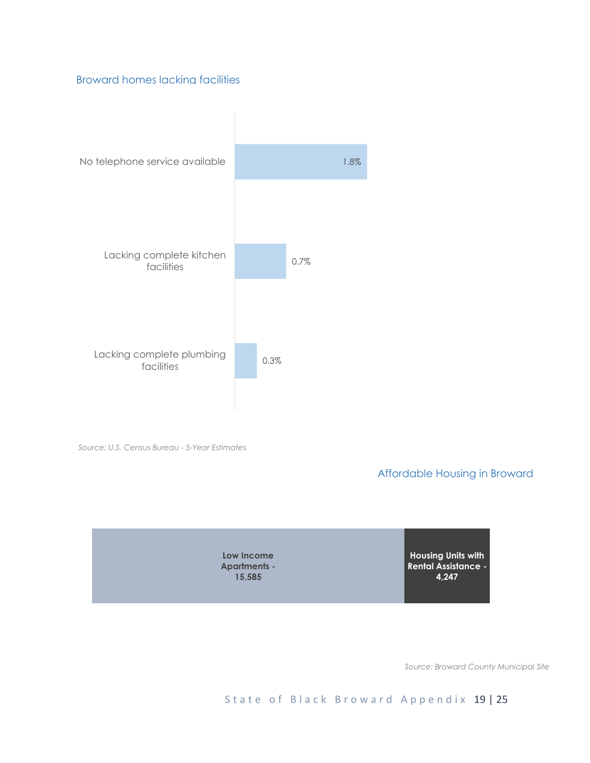### Broward homes lacking facilities

| Facility | Percent |
|---|---|
| No telephone service available | 1.8% |
| Lacking complete kitchen facilities | 0.7% |
| Lacking complete plumbing facilities | 0.3% |

*Source: U.S. Census Bureau - 5-Year Estimates*

### Affordable Housing in Broward

| Category | Count |
|---|---|
| Low Income Apartments | 15,585 |
| Housing Units with Rental Assistance | 4,247 |

*Source: Broward County Municipal Site*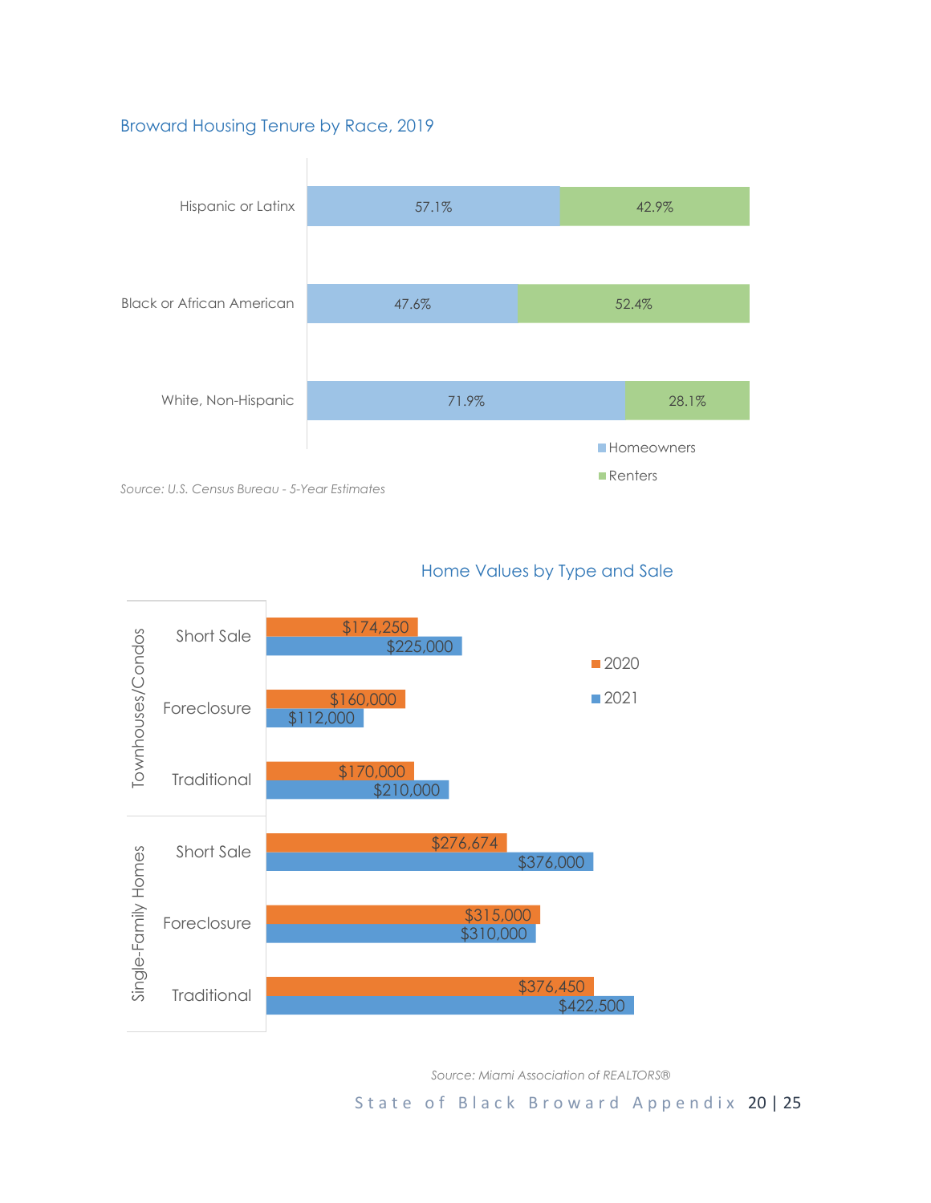## Broward Housing Tenure by Race, 2019

| | Homeowners | Renters |
|---|---|---|
| Hispanic or Latinx | 57.1% | 42.9% |
| Black or African American | 47.6% | 52.4% |
| White, Non-Hispanic | 71.9% | 28.1% |

*Source: U.S. Census Bureau - 5-Year Estimates*

## Home Values by Type and Sale

| Type | Sale | 2020 | 2021 |
|---|---|---|---|
| Townhouses/Condos | Short Sale | $174,250 | $225,000 |
| | Foreclosure | $160,000 | $112,000 |
| | Traditional | $170,000 | $210,000 |
| Single-Family Homes | Short Sale | $276,674 | $376,000 |
| | Foreclosure | $315,000 | $310,000 |
| | Traditional | $376,450 | $422,500 |

*Source: Miami Association of REALTORS®*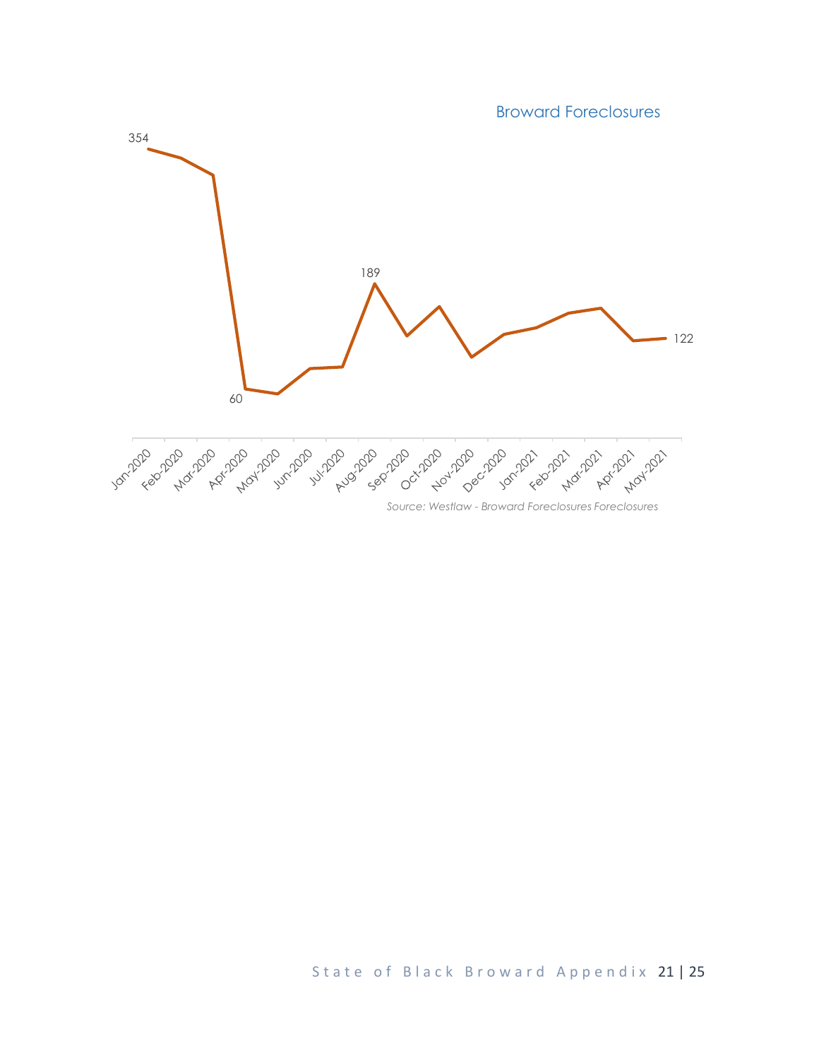Broward Foreclosures

354

189

60

122

Jan-2020 Feb-2020 Mar-2020 Apr-2020 May-2020 Jun-2020 Jul-2020 Aug-2020 Sep-2020 Oct-2020 Nov-2020 Dec-2020 Jan-2021 Feb-2021 Mar-2021 Apr-2021 May-2021

*Source: Westlaw - Broward Foreclosures Foreclosures*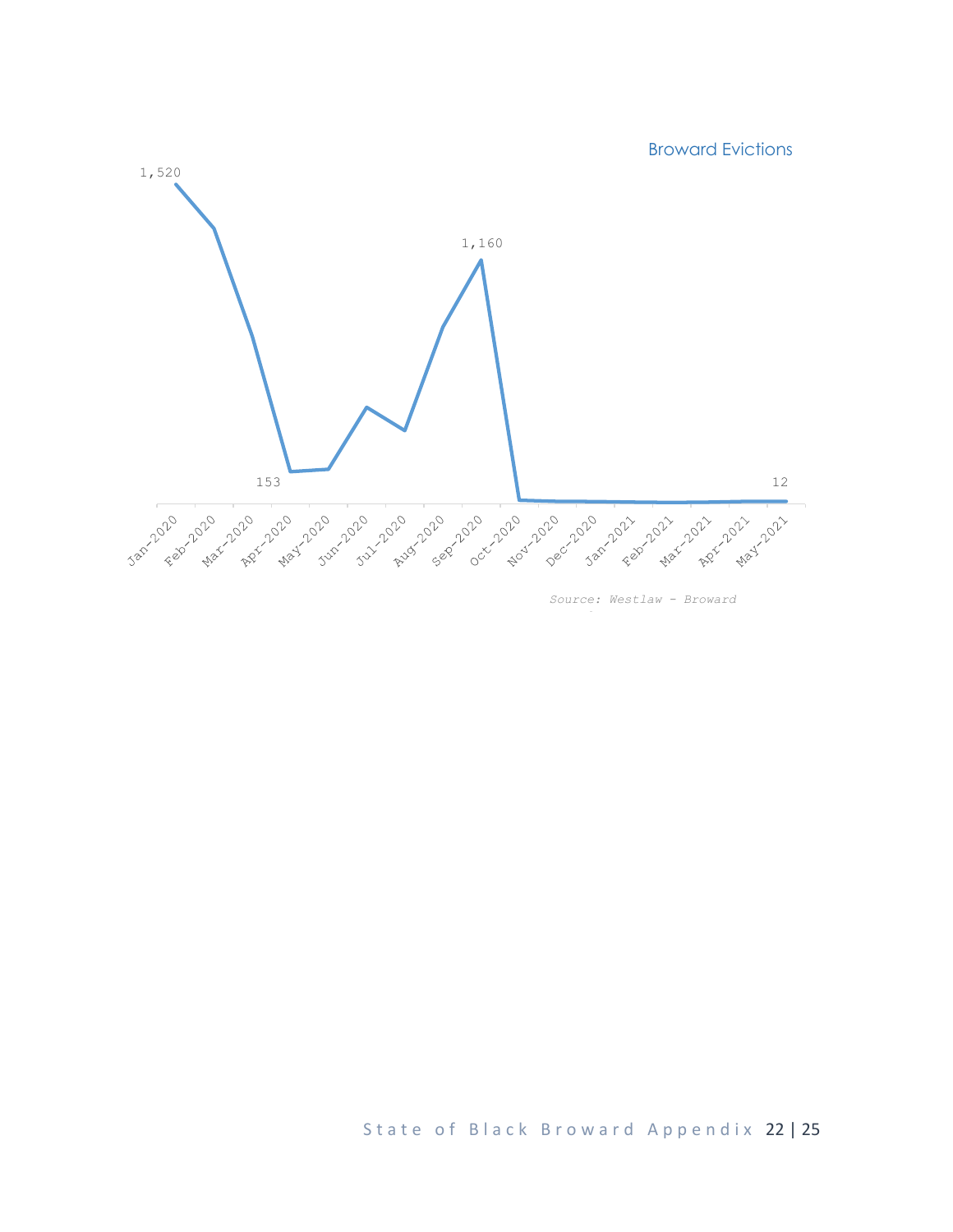Broward Evictions

1,520

1,160

153

12

Jan-2020 Feb-2020 Mar-2020 Apr-2020 May-2020 Jun-2020 Jul-2020 Aug-2020 Sep-2020 Oct-2020 Nov-2020 Dec-2020 Jan-2021 Feb-2021 Mar-2021 Apr-2021 May-2021

*Source: Westlaw - Broward*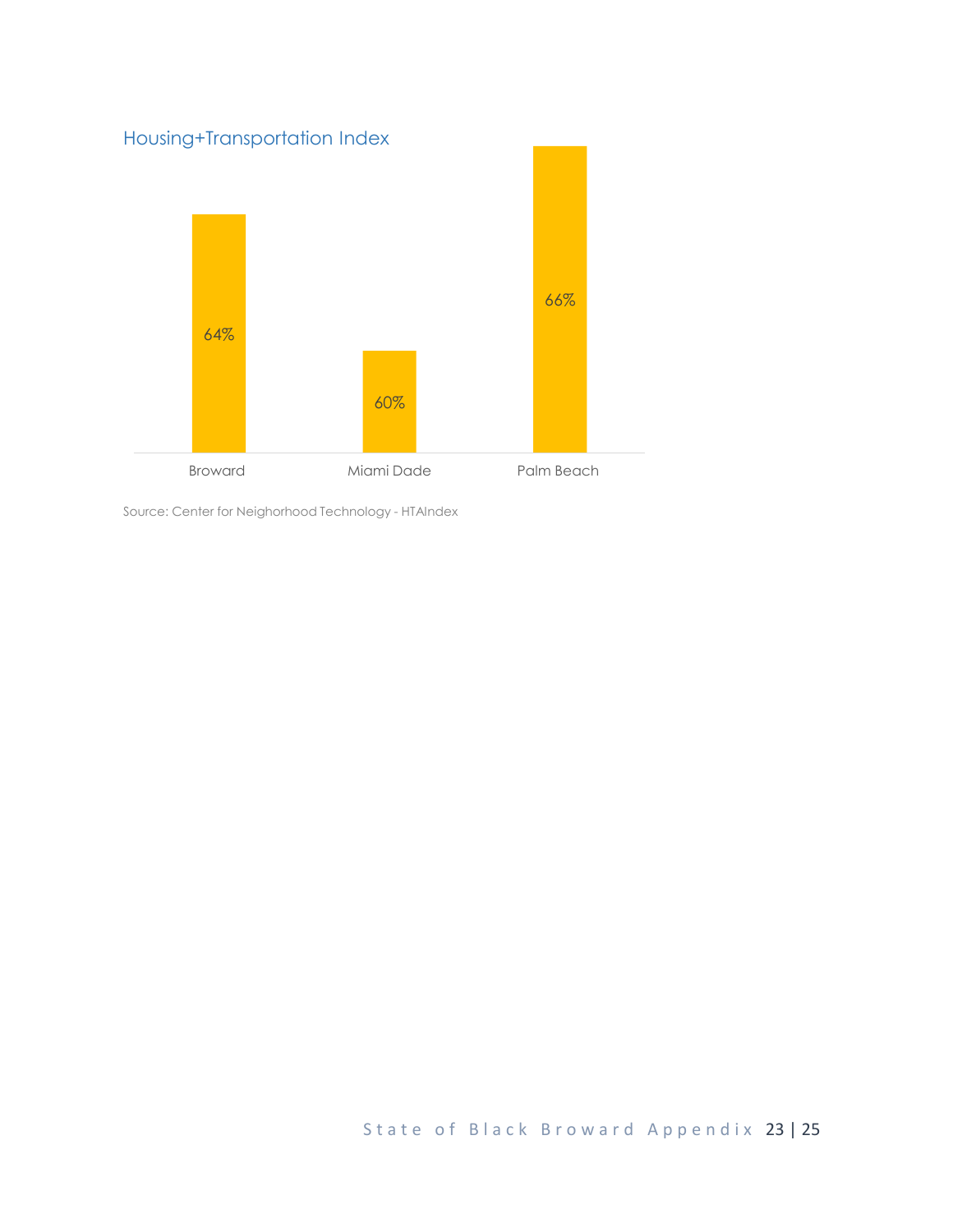## Housing+Transportation Index

| County | Housing+Transportation Index |
| --- | --- |
| Broward | 64% |
| Miami Dade | 60% |
| Palm Beach | 66% |

Source: Center for Neighorhood Technology - HTAIndex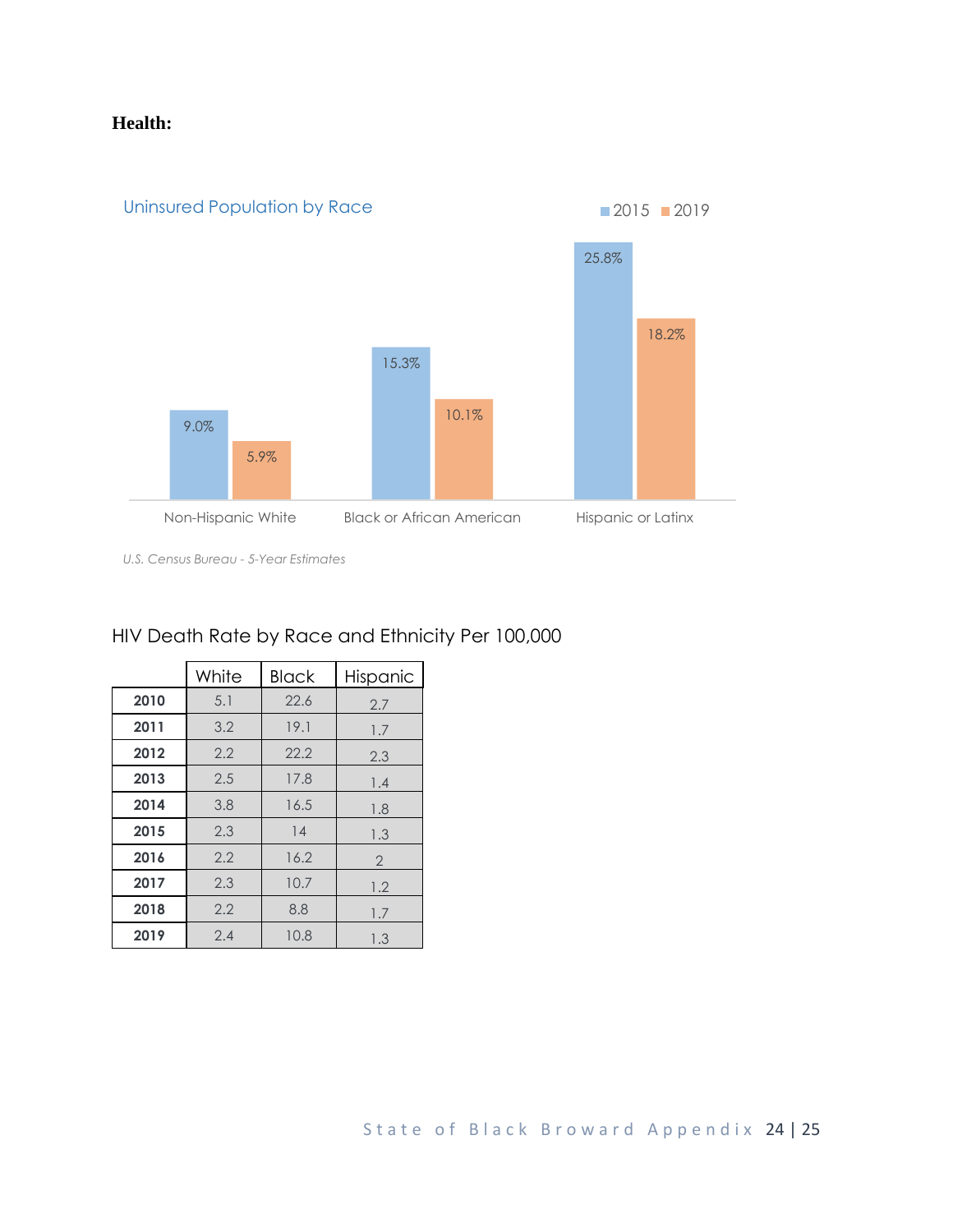**Health:**

Uninsured Population by Race

| | 2015 | 2019 |
|---|---|---|
| Non-Hispanic White | 9.0% | 5.9% |
| Black or African American | 15.3% | 10.1% |
| Hispanic or Latinx | 25.8% | 18.2% |

*U.S. Census Bureau - 5-Year Estimates*

HIV Death Rate by Race and Ethnicity Per 100,000

| | White | Black | Hispanic |
|---|---|---|---|
| **2010** | 5.1 | 22.6 | 2.7 |
| **2011** | 3.2 | 19.1 | 1.7 |
| **2012** | 2.2 | 22.2 | 2.3 |
| **2013** | 2.5 | 17.8 | 1.4 |
| **2014** | 3.8 | 16.5 | 1.8 |
| **2015** | 2.3 | 14 | 1.3 |
| **2016** | 2.2 | 16.2 | 2 |
| **2017** | 2.3 | 10.7 | 1.2 |
| **2018** | 2.2 | 8.8 | 1.7 |
| **2019** | 2.4 | 10.8 | 1.3 |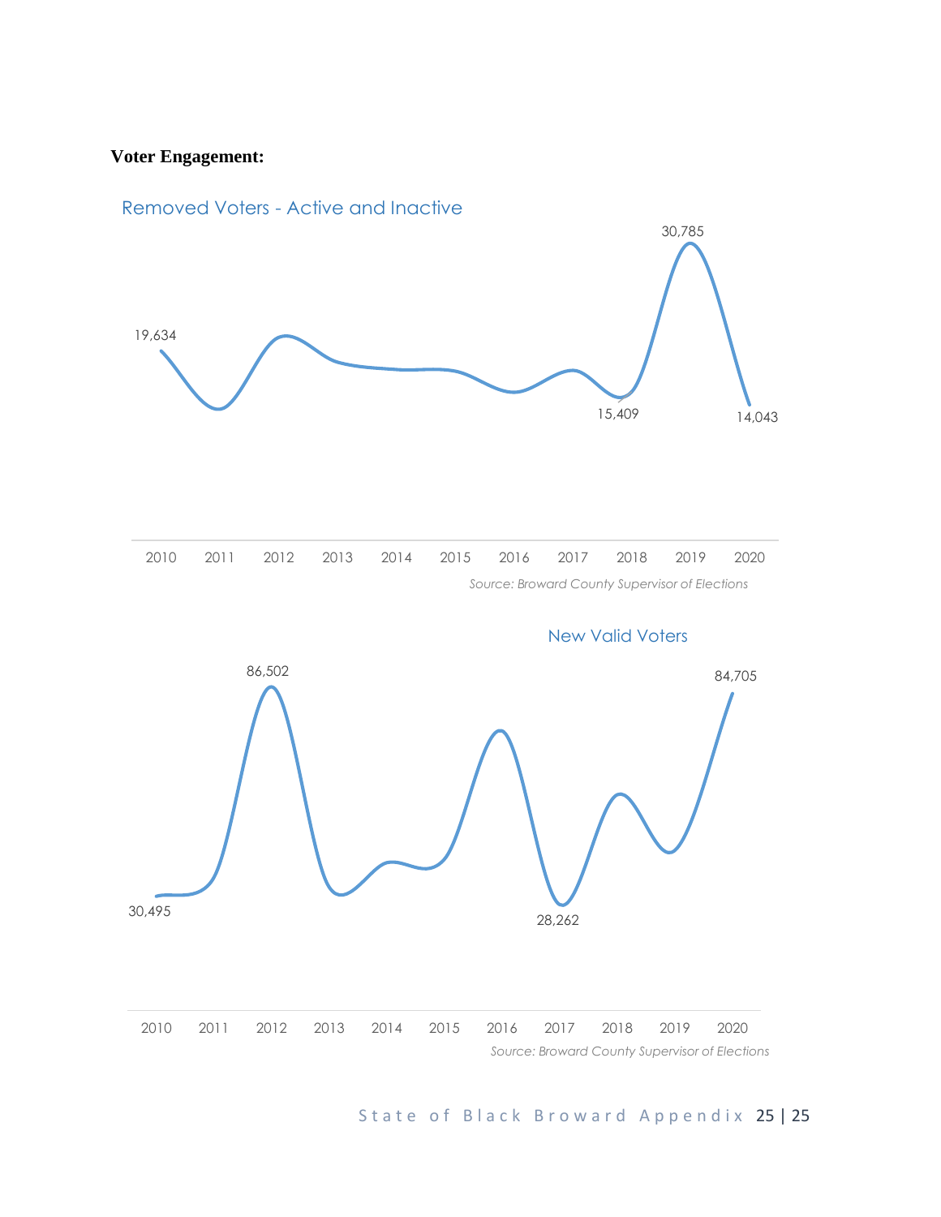**Voter Engagement:**

Removed Voters - Active and Inactive

30,785
19,634
15,409
14,043

2010 2011 2012 2013 2014 2015 2016 2017 2018 2019 2020

*Source: Broward County Supervisor of Elections*

New Valid Voters

86,502
84,705
30,495
28,262

2010 2011 2012 2013 2014 2015 2016 2017 2018 2019 2020

*Source: Broward County Supervisor of Elections*